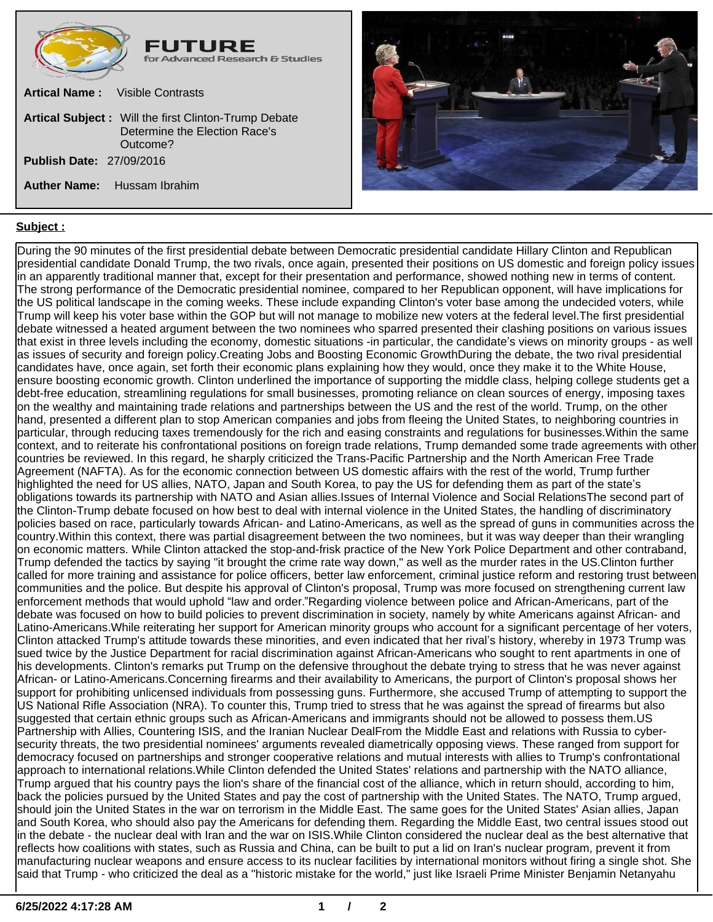**FUTURE** for Advanced Research & Studies

**Artical Name :** Visible Contrasts

**Artical Subject :** Will the first Clinton-Trump Debate Determine the Election Race's Outcome?

**Publish Date:** 27/09/2016

**Auther Name:** Hussam Ibrahim

**Subject :**

During the 90 minutes of the first presidential debate between Democratic presidential candidate Hillary Clinton and Republican presidential candidate Donald Trump, the two rivals, once again, presented their positions on US domestic and foreign policy issues in an apparently traditional manner that, except for their presentation and performance, showed nothing new in terms of content. The strong performance of the Democratic presidential nominee, compared to her Republican opponent, will have implications for the US political landscape in the coming weeks. These include expanding Clinton's voter base among the undecided voters, while Trump will keep his voter base within the GOP but will not manage to mobilize new voters at the federal level.The first presidential debate witnessed a heated argument between the two nominees who sparred presented their clashing positions on various issues that exist in three levels including the economy, domestic situations -in particular, the candidate's views on minority groups - as well as issues of security and foreign policy.Creating Jobs and Boosting Economic GrowthDuring the debate, the two rival presidential candidates have, once again, set forth their economic plans explaining how they would, once they make it to the White House, ensure boosting economic growth. Clinton underlined the importance of supporting the middle class, helping college students get a debt-free education, streamlining regulations for small businesses, promoting reliance on clean sources of energy, imposing taxes on the wealthy and maintaining trade relations and partnerships between the US and the rest of the world. Trump, on the other hand, presented a different plan to stop American companies and jobs from fleeing the United States, to neighboring countries in particular, through reducing taxes tremendously for the rich and easing constraints and regulations for businesses.Within the same context, and to reiterate his confrontational positions on foreign trade relations, Trump demanded some trade agreements with other countries be reviewed. In this regard, he sharply criticized the Trans-Pacific Partnership and the North American Free Trade Agreement (NAFTA). As for the economic connection between US domestic affairs with the rest of the world, Trump further highlighted the need for US allies, NATO, Japan and South Korea, to pay the US for defending them as part of the state's obligations towards its partnership with NATO and Asian allies.Issues of Internal Violence and Social RelationsThe second part of the Clinton-Trump debate focused on how best to deal with internal violence in the United States, the handling of discriminatory policies based on race, particularly towards African- and Latino-Americans, as well as the spread of guns in communities across the country.Within this context, there was partial disagreement between the two nominees, but it was way deeper than their wrangling on economic matters. While Clinton attacked the stop-and-frisk practice of the New York Police Department and other contraband, Trump defended the tactics by saying "it brought the crime rate way down," as well as the murder rates in the US.Clinton further called for more training and assistance for police officers, better law enforcement, criminal justice reform and restoring trust between communities and the police. But despite his approval of Clinton's proposal, Trump was more focused on strengthening current law enforcement methods that would uphold "law and order."Regarding violence between police and African-Americans, part of the debate was focused on how to build policies to prevent discrimination in society, namely by white Americans against African- and Latino-Americans.While reiterating her support for American minority groups who account for a significant percentage of her voters, Clinton attacked Trump's attitude towards these minorities, and even indicated that her rival's history, whereby in 1973 Trump was sued twice by the Justice Department for racial discrimination against African-Americans who sought to rent apartments in one of his developments. Clinton's remarks put Trump on the defensive throughout the debate trying to stress that he was never against African- or Latino-Americans.Concerning firearms and their availability to Americans, the purport of Clinton's proposal shows her support for prohibiting unlicensed individuals from possessing guns. Furthermore, she accused Trump of attempting to support the US National Rifle Association (NRA). To counter this, Trump tried to stress that he was against the spread of firearms but also suggested that certain ethnic groups such as African-Americans and immigrants should not be allowed to possess them.US Partnership with Allies, Countering ISIS, and the Iranian Nuclear DealFrom the Middle East and relations with Russia to cyber-security threats, the two presidential nominees' arguments revealed diametrically opposing views. These ranged from support for democracy focused on partnerships and stronger cooperative relations and mutual interests with allies to Trump's confrontational approach to international relations.While Clinton defended the United States' relations and partnership with the NATO alliance, Trump argued that his country pays the lion's share of the financial cost of the alliance, which in return should, according to him, back the policies pursued by the United States and pay the cost of partnership with the United States. The NATO, Trump argued, should join the United States in the war on terrorism in the Middle East. The same goes for the United States' Asian allies, Japan and South Korea, who should also pay the Americans for defending them. Regarding the Middle East, two central issues stood out in the debate - the nuclear deal with Iran and the war on ISIS.While Clinton considered the nuclear deal as the best alternative that reflects how coalitions with states, such as Russia and China, can be built to put a lid on Iran's nuclear program, prevent it from manufacturing nuclear weapons and ensure access to its nuclear facilities by international monitors without firing a single shot. She said that Trump - who criticized the deal as a "historic mistake for the world," just like Israeli Prime Minister Benjamin Netanyahu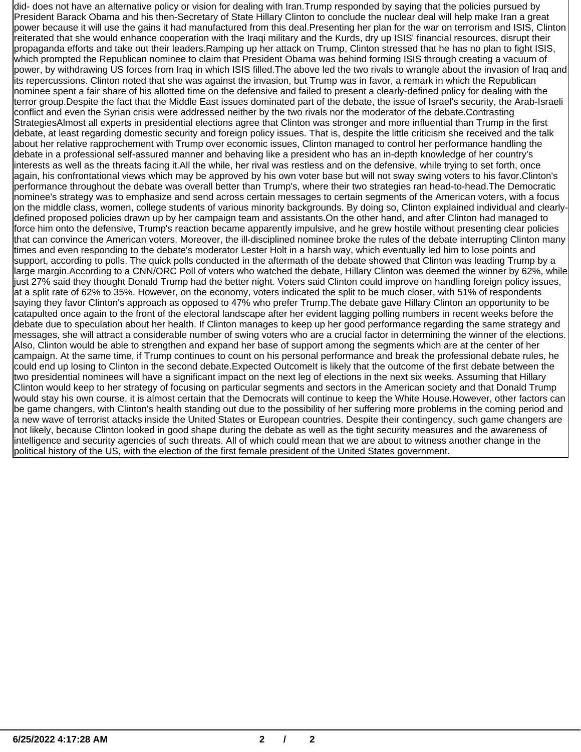did- does not have an alternative policy or vision for dealing with Iran.Trump responded by saying that the policies pursued by President Barack Obama and his then-Secretary of State Hillary Clinton to conclude the nuclear deal will help make Iran a great power because it will use the gains it had manufactured from this deal.Presenting her plan for the war on terrorism and ISIS, Clinton reiterated that she would enhance cooperation with the Iraqi military and the Kurds, dry up ISIS' financial resources, disrupt their propaganda efforts and take out their leaders.Ramping up her attack on Trump, Clinton stressed that he has no plan to fight ISIS, which prompted the Republican nominee to claim that President Obama was behind forming ISIS through creating a vacuum of power, by withdrawing US forces from Iraq in which ISIS filled.The above led the two rivals to wrangle about the invasion of Iraq and its repercussions. Clinton noted that she was against the invasion, but Trump was in favor, a remark in which the Republican nominee spent a fair share of his allotted time on the defensive and failed to present a clearly-defined policy for dealing with the terror group.Despite the fact that the Middle East issues dominated part of the debate, the issue of Israel's security, the Arab-Israeli conflict and even the Syrian crisis were addressed neither by the two rivals nor the moderator of the debate.Contrasting StrategiesAlmost all experts in presidential elections agree that Clinton was stronger and more influential than Trump in the first debate, at least regarding domestic security and foreign policy issues. That is, despite the little criticism she received and the talk about her relative rapprochement with Trump over economic issues, Clinton managed to control her performance handling the debate in a professional self-assured manner and behaving like a president who has an in-depth knowledge of her country's interests as well as the threats facing it.All the while, her rival was restless and on the defensive, while trying to set forth, once again, his confrontational views which may be approved by his own voter base but will not sway swing voters to his favor.Clinton's performance throughout the debate was overall better than Trump's, where their two strategies ran head-to-head.The Democratic nominee's strategy was to emphasize and send across certain messages to certain segments of the American voters, with a focus on the middle class, women, college students of various minority backgrounds. By doing so, Clinton explained individual and clearly-defined proposed policies drawn up by her campaign team and assistants.On the other hand, and after Clinton had managed to force him onto the defensive, Trump's reaction became apparently impulsive, and he grew hostile without presenting clear policies that can convince the American voters. Moreover, the ill-disciplined nominee broke the rules of the debate interrupting Clinton many times and even responding to the debate's moderator Lester Holt in a harsh way, which eventually led him to lose points and support, according to polls. The quick polls conducted in the aftermath of the debate showed that Clinton was leading Trump by a large margin.According to a CNN/ORC Poll of voters who watched the debate, Hillary Clinton was deemed the winner by 62%, while just 27% said they thought Donald Trump had the better night. Voters said Clinton could improve on handling foreign policy issues, at a split rate of 62% to 35%. However, on the economy, voters indicated the split to be much closer, with 51% of respondents saying they favor Clinton's approach as opposed to 47% who prefer Trump.The debate gave Hillary Clinton an opportunity to be catapulted once again to the front of the electoral landscape after her evident lagging polling numbers in recent weeks before the debate due to speculation about her health. If Clinton manages to keep up her good performance regarding the same strategy and messages, she will attract a considerable number of swing voters who are a crucial factor in determining the winner of the elections. Also, Clinton would be able to strengthen and expand her base of support among the segments which are at the center of her campaign. At the same time, if Trump continues to count on his personal performance and break the professional debate rules, he could end up losing to Clinton in the second debate.Expected OutcomeIt is likely that the outcome of the first debate between the two presidential nominees will have a significant impact on the next leg of elections in the next six weeks. Assuming that Hillary Clinton would keep to her strategy of focusing on particular segments and sectors in the American society and that Donald Trump would stay his own course, it is almost certain that the Democrats will continue to keep the White House.However, other factors can be game changers, with Clinton's health standing out due to the possibility of her suffering more problems in the coming period and a new wave of terrorist attacks inside the United States or European countries. Despite their contingency, such game changers are not likely, because Clinton looked in good shape during the debate as well as the tight security measures and the awareness of intelligence and security agencies of such threats. All of which could mean that we are about to witness another change in the political history of the US, with the election of the first female president of the United States government.